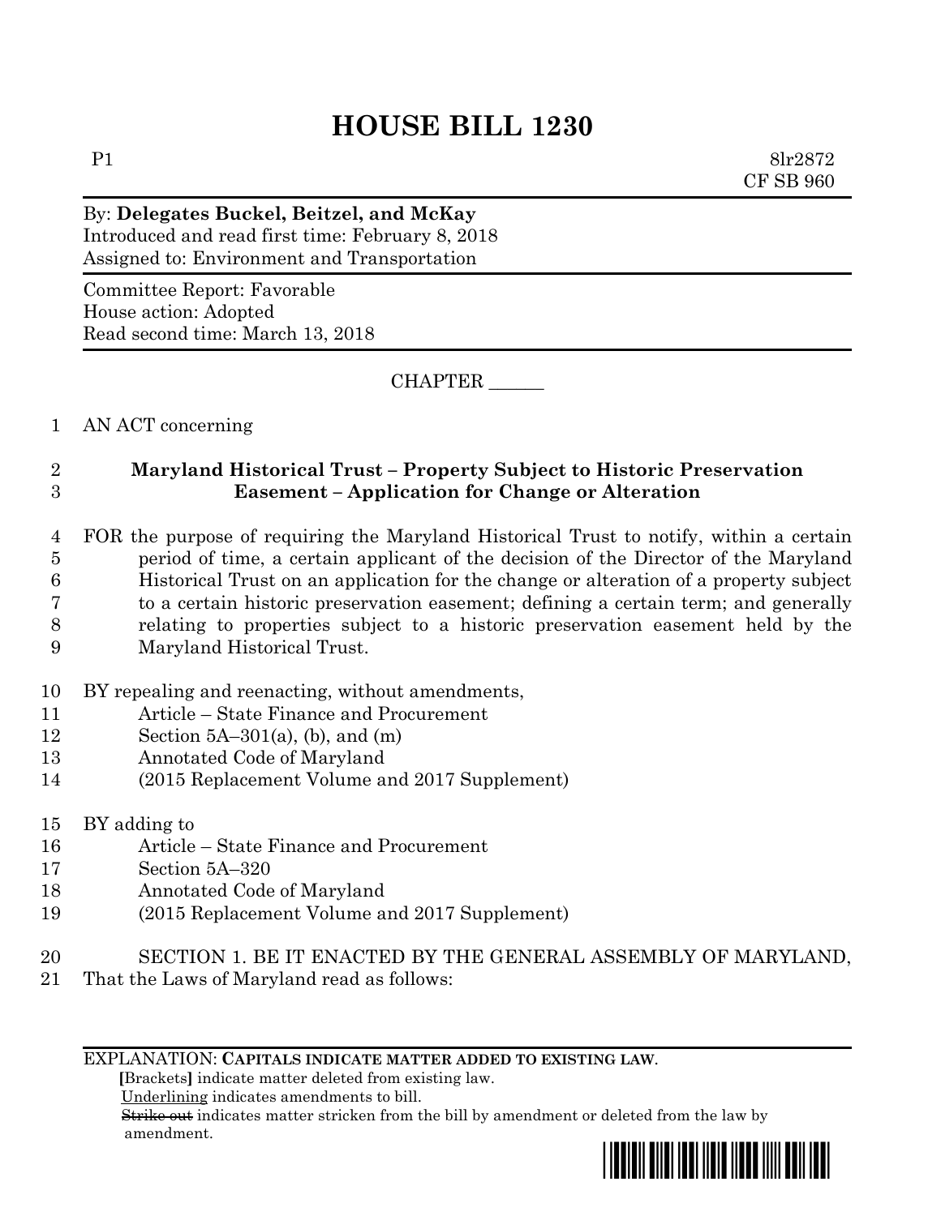# HOUSE BILL 1230

P1 8lr2872
CF SB 960

By: **Delegates Buckel, Beitzel, and McKay**
Introduced and read first time: February 8, 2018
Assigned to: Environment and Transportation

Committee Report: Favorable
House action: Adopted
Read second time: March 13, 2018

CHAPTER ______

1 AN ACT concerning

2 **Maryland Historical Trust – Property Subject to Historic Preservation**
3 **Easement – Application for Change or Alteration**

4 FOR the purpose of requiring the Maryland Historical Trust to notify, within a certain
5 period of time, a certain applicant of the decision of the Director of the Maryland
6 Historical Trust on an application for the change or alteration of a property subject
7 to a certain historic preservation easement; defining a certain term; and generally
8 relating to properties subject to a historic preservation easement held by the
9 Maryland Historical Trust.

10 BY repealing and reenacting, without amendments,
11 Article – State Finance and Procurement
12 Section 5A–301(a), (b), and (m)
13 Annotated Code of Maryland
14 (2015 Replacement Volume and 2017 Supplement)

15 BY adding to
16 Article – State Finance and Procurement
17 Section 5A–320
18 Annotated Code of Maryland
19 (2015 Replacement Volume and 2017 Supplement)

20 SECTION 1. BE IT ENACTED BY THE GENERAL ASSEMBLY OF MARYLAND,
21 That the Laws of Maryland read as follows:

EXPLANATION: **CAPITALS INDICATE MATTER ADDED TO EXISTING LAW.**
**[**Brackets**]** indicate matter deleted from existing law.
Underlining indicates amendments to bill.
~~Strike out~~ indicates matter stricken from the bill by amendment or deleted from the law by amendment.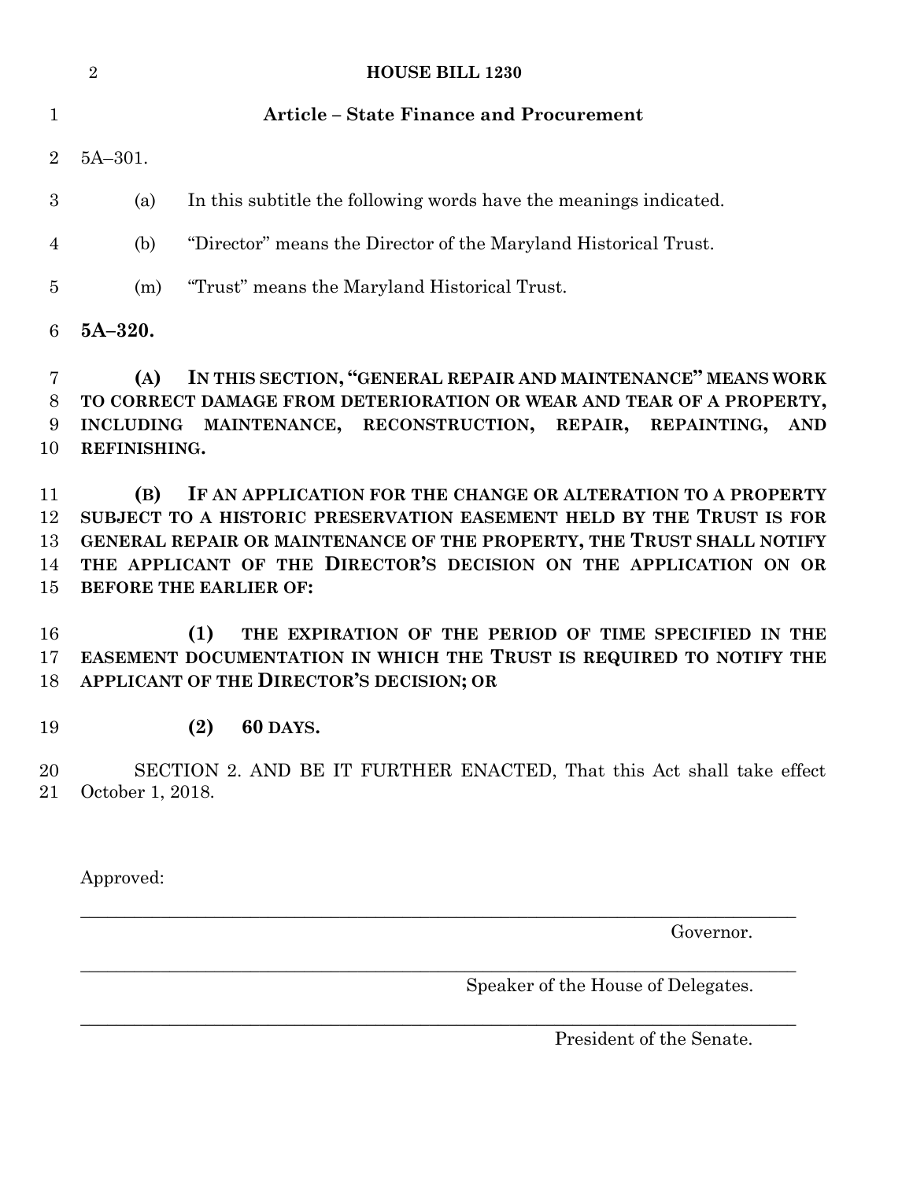## Article – State Finance and Procurement

5A–301.

(a) In this subtitle the following words have the meanings indicated.

(b) "Director" means the Director of the Maryland Historical Trust.

(m) "Trust" means the Maryland Historical Trust.

**5A–320.**

**(A) IN THIS SECTION, "GENERAL REPAIR AND MAINTENANCE" MEANS WORK TO CORRECT DAMAGE FROM DETERIORATION OR WEAR AND TEAR OF A PROPERTY, INCLUDING MAINTENANCE, RECONSTRUCTION, REPAIR, REPAINTING, AND REFINISHING.**

**(B) IF AN APPLICATION FOR THE CHANGE OR ALTERATION TO A PROPERTY SUBJECT TO A HISTORIC PRESERVATION EASEMENT HELD BY THE TRUST IS FOR GENERAL REPAIR OR MAINTENANCE OF THE PROPERTY, THE TRUST SHALL NOTIFY THE APPLICANT OF THE DIRECTOR'S DECISION ON THE APPLICATION ON OR BEFORE THE EARLIER OF:**

**(1) THE EXPIRATION OF THE PERIOD OF TIME SPECIFIED IN THE EASEMENT DOCUMENTATION IN WHICH THE TRUST IS REQUIRED TO NOTIFY THE APPLICANT OF THE DIRECTOR'S DECISION; OR**

**(2) 60 DAYS.**

SECTION 2. AND BE IT FURTHER ENACTED, That this Act shall take effect October 1, 2018.

Approved:

\_\_\_\_\_\_\_\_\_\_\_\_\_\_\_\_\_\_\_\_\_\_\_\_\_\_\_\_\_\_\_\_\_\_\_\_\_\_\_\_\_\_\_\_\_\_\_\_\_\_\_\_\_\_\_\_\_\_\_\_\_\_\_\_\_\_\_\_\_\_\_\_

Governor.

\_\_\_\_\_\_\_\_\_\_\_\_\_\_\_\_\_\_\_\_\_\_\_\_\_\_\_\_\_\_\_\_\_\_\_\_\_\_\_\_\_\_\_\_\_\_\_\_\_\_\_\_\_\_\_\_\_\_\_\_\_\_\_\_\_\_\_\_\_\_\_\_

Speaker of the House of Delegates.

\_\_\_\_\_\_\_\_\_\_\_\_\_\_\_\_\_\_\_\_\_\_\_\_\_\_\_\_\_\_\_\_\_\_\_\_\_\_\_\_\_\_\_\_\_\_\_\_\_\_\_\_\_\_\_\_\_\_\_\_\_\_\_\_\_\_\_\_\_\_\_\_

President of the Senate.